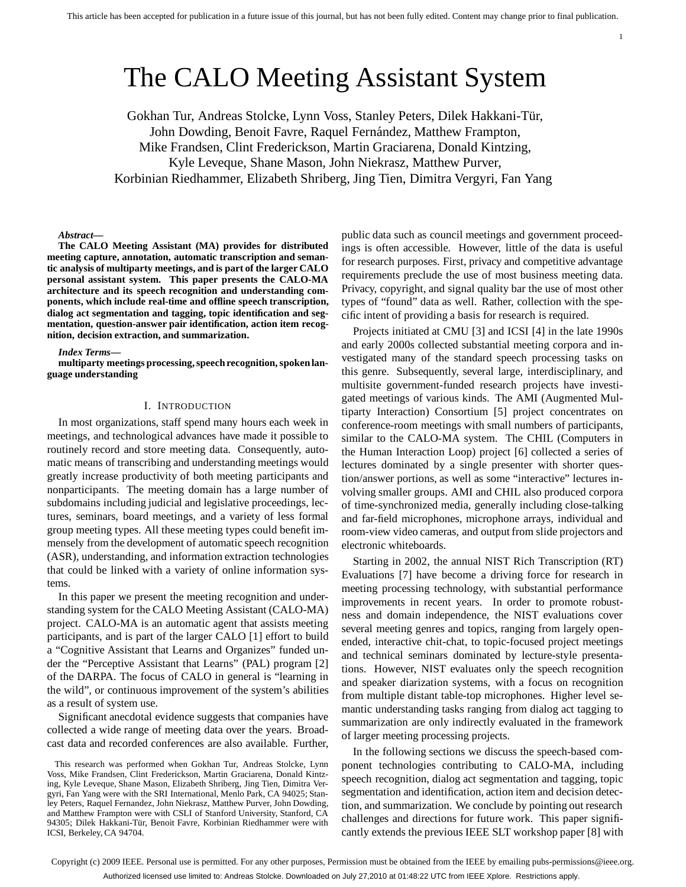# The CALO Meeting Assistant System

Gokhan Tur, Andreas Stolcke, Lynn Voss, Stanley Peters, Dilek Hakkani-Tür, John Dowding, Benoit Favre, Raquel Fernández, Matthew Frampton, Mike Frandsen, Clint Frederickson, Martin Graciarena, Donald Kintzing, Kyle Leveque, Shane Mason, John Niekrasz, Matthew Purver, Korbinian Riedhammer, Elizabeth Shriberg, Jing Tien, Dimitra Vergyri, Fan Yang

***Abstract*—**
**The CALO Meeting Assistant (MA) provides for distributed meeting capture, annotation, automatic transcription and semantic analysis of multiparty meetings, and is part of the larger CALO personal assistant system. This paper presents the CALO-MA architecture and its speech recognition and understanding components, which include real-time and offline speech transcription, dialog act segmentation and tagging, topic identification and segmentation, question-answer pair identification, action item recognition, decision extraction, and summarization.**

***Index Terms*—**
**multiparty meetings processing, speech recognition, spoken language understanding**

## I. Introduction

In most organizations, staff spend many hours each week in meetings, and technological advances have made it possible to routinely record and store meeting data. Consequently, automatic means of transcribing and understanding meetings would greatly increase productivity of both meeting participants and nonparticipants. The meeting domain has a large number of subdomains including judicial and legislative proceedings, lectures, seminars, board meetings, and a variety of less formal group meeting types. All these meeting types could benefit immensely from the development of automatic speech recognition (ASR), understanding, and information extraction technologies that could be linked with a variety of online information systems.

In this paper we present the meeting recognition and understanding system for the CALO Meeting Assistant (CALO-MA) project. CALO-MA is an automatic agent that assists meeting participants, and is part of the larger CALO [1] effort to build a "Cognitive Assistant that Learns and Organizes" funded under the "Perceptive Assistant that Learns" (PAL) program [2] of the DARPA. The focus of CALO in general is "learning in the wild", or continuous improvement of the system's abilities as a result of system use.

Significant anecdotal evidence suggests that companies have collected a wide range of meeting data over the years. Broadcast data and recorded conferences are also available. Further, public data such as council meetings and government proceedings is often accessible. However, little of the data is useful for research purposes. First, privacy and competitive advantage requirements preclude the use of most business meeting data. Privacy, copyright, and signal quality bar the use of most other types of "found" data as well. Rather, collection with the specific intent of providing a basis for research is required.

Projects initiated at CMU [3] and ICSI [4] in the late 1990s and early 2000s collected substantial meeting corpora and investigated many of the standard speech processing tasks on this genre. Subsequently, several large, interdisciplinary, and multisite government-funded research projects have investigated meetings of various kinds. The AMI (Augmented Multiparty Interaction) Consortium [5] project concentrates on conference-room meetings with small numbers of participants, similar to the CALO-MA system. The CHIL (Computers in the Human Interaction Loop) project [6] collected a series of lectures dominated by a single presenter with shorter question/answer portions, as well as some "interactive" lectures involving smaller groups. AMI and CHIL also produced corpora of time-synchronized media, generally including close-talking and far-field microphones, microphone arrays, individual and room-view video cameras, and output from slide projectors and electronic whiteboards.

Starting in 2002, the annual NIST Rich Transcription (RT) Evaluations [7] have become a driving force for research in meeting processing technology, with substantial performance improvements in recent years. In order to promote robustness and domain independence, the NIST evaluations cover several meeting genres and topics, ranging from largely open-ended, interactive chit-chat, to topic-focused project meetings and technical seminars dominated by lecture-style presentations. However, NIST evaluates only the speech recognition and speaker diarization systems, with a focus on recognition from multiple distant table-top microphones. Higher level semantic understanding tasks ranging from dialog act tagging to summarization are only indirectly evaluated in the framework of larger meeting processing projects.

In the following sections we discuss the speech-based component technologies contributing to CALO-MA, including speech recognition, dialog act segmentation and tagging, topic segmentation and identification, action item and decision detection, and summarization. We conclude by pointing out research challenges and directions for future work. This paper significantly extends the previous IEEE SLT workshop paper [8] with

This research was performed when Gokhan Tur, Andreas Stolcke, Lynn Voss, Mike Frandsen, Clint Frederickson, Martin Graciarena, Donald Kintzing, Kyle Leveque, Shane Mason, Elizabeth Shriberg, Jing Tien, Dimitra Vergyri, Fan Yang were with the SRI International, Menlo Park, CA 94025; Stanley Peters, Raquel Fernandez, John Niekrasz, Matthew Purver, John Dowding, and Matthew Frampton were with CSLI of Stanford University, Stanford, CA 94305; Dilek Hakkani-Tür, Benoit Favre, Korbinian Riedhammer were with ICSI, Berkeley, CA 94704.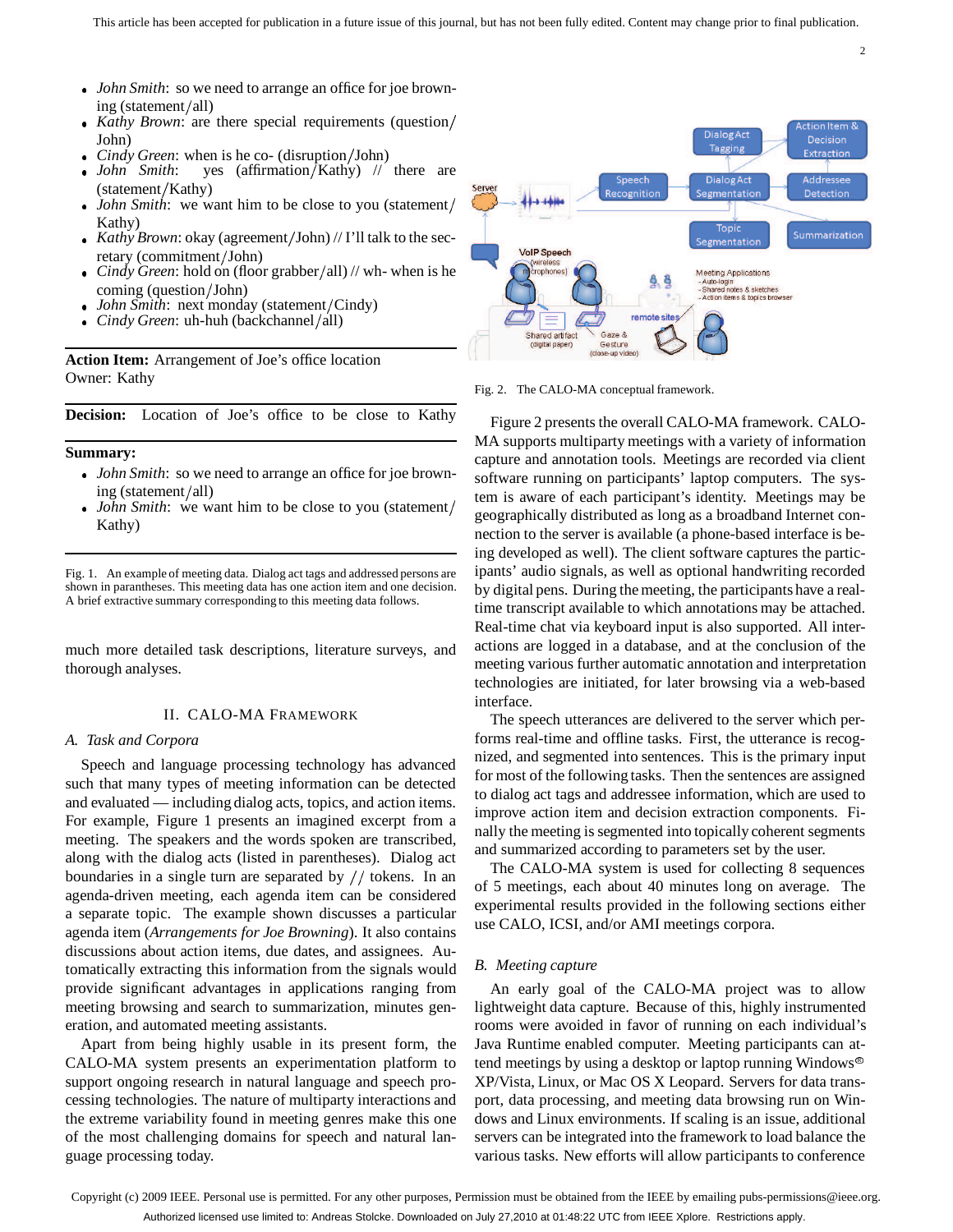- *John Smith*: so we need to arrange an office for joe browning (statement/all)
- *Kathy Brown*: are there special requirements (question/John)
- *Cindy Green*: when is he co- (disruption/John)
- *John Smith*: yes (affirmation/Kathy) // there are (statement/Kathy)
- *John Smith*: we want him to be close to you (statement/Kathy)
- *Kathy Brown*: okay (agreement/John) // I'll talk to the secretary (commitment/John)
- *Cindy Green*: hold on (floor grabber/all) // wh- when is he coming (question/John)
- *John Smith*: next monday (statement/Cindy)
- *Cindy Green*: uh-huh (backchannel/all)

**Action Item:** Arrangement of Joe's office location
Owner: Kathy

**Decision:** Location of Joe's office to be close to Kathy

**Summary:**

- *John Smith*: so we need to arrange an office for joe browning (statement/all)
- *John Smith*: we want him to be close to you (statement/Kathy)

Fig. 1. An example of meeting data. Dialog act tags and addressed persons are shown in parantheses. This meeting data has one action item and one decision. A brief extractive summary corresponding to this meeting data follows.

much more detailed task descriptions, literature surveys, and thorough analyses.

## II. CALO-MA Framework

### A. Task and Corpora

Speech and language processing technology has advanced such that many types of meeting information can be detected and evaluated — including dialog acts, topics, and action items. For example, Figure 1 presents an imagined excerpt from a meeting. The speakers and the words spoken are transcribed, along with the dialog acts (listed in parentheses). Dialog act boundaries in a single turn are separated by // tokens. In an agenda-driven meeting, each agenda item can be considered a separate topic. The example shown discusses a particular agenda item (*Arrangements for Joe Browning*). It also contains discussions about action items, due dates, and assignees. Automatically extracting this information from the signals would provide significant advantages in applications ranging from meeting browsing and search to summarization, minutes generation, and automated meeting assistants.

Apart from being highly usable in its present form, the CALO-MA system presents an experimentation platform to support ongoing research in natural language and speech processing technologies. The nature of multiparty interactions and the extreme variability found in meeting genres make this one of the most challenging domains for speech and natural language processing today.

Server
Speech Recognition
Dialog Act Tagging
Dialog Act Segmentation
Action Item & Decision Extraction
Addressee Detection
Topic Segmentation
Summarization
VoIP Speech (wireless microphones)
Meeting Applications
- Auto-login
- Shared notes & sketches
- Action items & topics browser
remote sites
Shared artifact (digital paper)
Gaze & Gesture (close-up video)

Fig. 2. The CALO-MA conceptual framework.

Figure 2 presents the overall CALO-MA framework. CALO-MA supports multiparty meetings with a variety of information capture and annotation tools. Meetings are recorded via client software running on participants' laptop computers. The system is aware of each participant's identity. Meetings may be geographically distributed as long as a broadband Internet connection to the server is available (a phone-based interface is being developed as well). The client software captures the participants' audio signals, as well as optional handwriting recorded by digital pens. During the meeting, the participants have a real-time transcript available to which annotations may be attached. Real-time chat via keyboard input is also supported. All interactions are logged in a database, and at the conclusion of the meeting various further automatic annotation and interpretation technologies are initiated, for later browsing via a web-based interface.

The speech utterances are delivered to the server which performs real-time and offline tasks. First, the utterance is recognized, and segmented into sentences. This is the primary input for most of the following tasks. Then the sentences are assigned to dialog act tags and addressee information, which are used to improve action item and decision extraction components. Finally the meeting is segmented into topically coherent segments and summarized according to parameters set by the user.

The CALO-MA system is used for collecting 8 sequences of 5 meetings, each about 40 minutes long on average. The experimental results provided in the following sections either use CALO, ICSI, and/or AMI meetings corpora.

### B. Meeting capture

An early goal of the CALO-MA project was to allow lightweight data capture. Because of this, highly instrumented rooms were avoided in favor of running on each individual's Java Runtime enabled computer. Meeting participants can attend meetings by using a desktop or laptop running Windows® XP/Vista, Linux, or Mac OS X Leopard. Servers for data transport, data processing, and meeting data browsing run on Windows and Linux environments. If scaling is an issue, additional servers can be integrated into the framework to load balance the various tasks. New efforts will allow participants to conference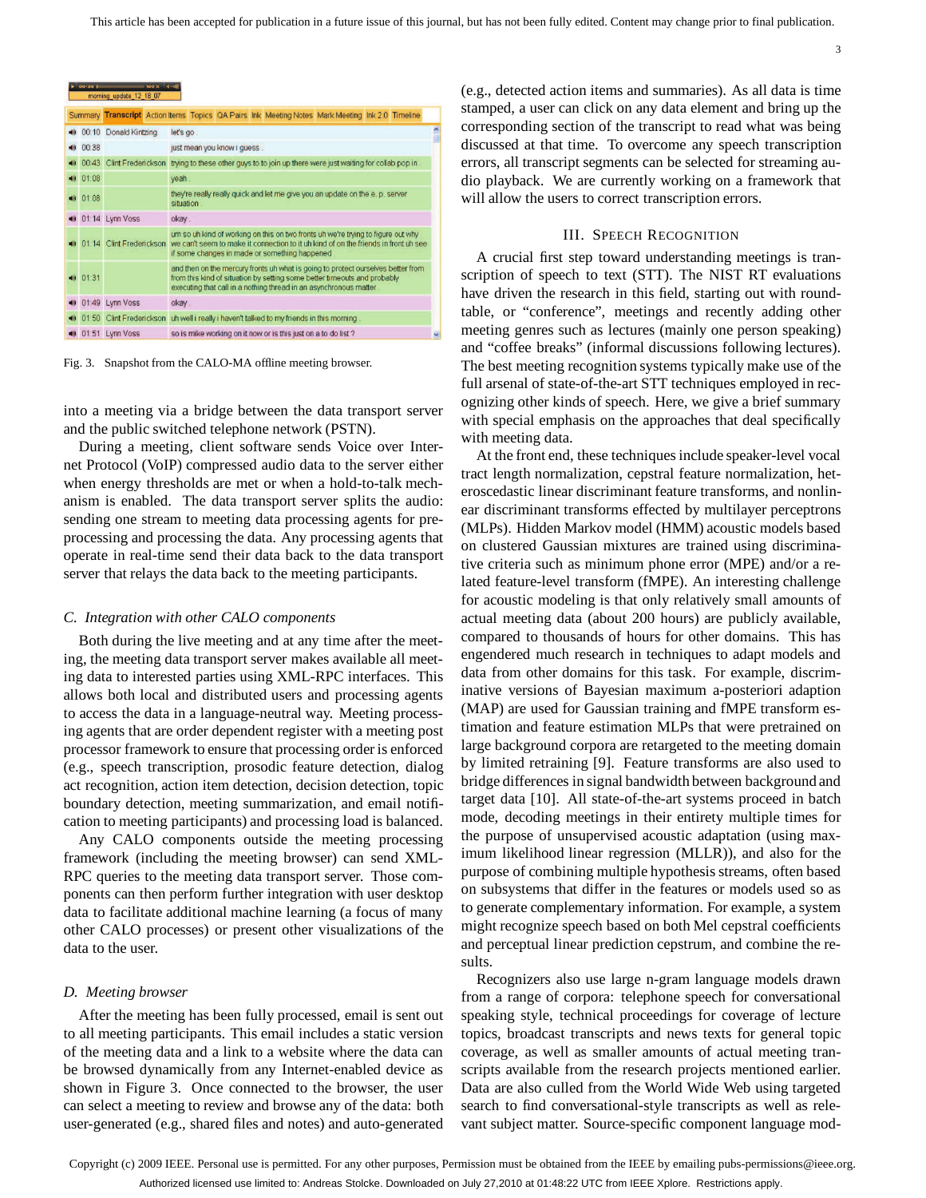Fig. 3. Snapshot from the CALO-MA offline meeting browser.

into a meeting via a bridge between the data transport server and the public switched telephone network (PSTN).

During a meeting, client software sends Voice over Internet Protocol (VoIP) compressed audio data to the server either when energy thresholds are met or when a hold-to-talk mechanism is enabled. The data transport server splits the audio: sending one stream to meeting data processing agents for preprocessing and processing the data. Any processing agents that operate in real-time send their data back to the data transport server that relays the data back to the meeting participants.

### C. Integration with other CALO components

Both during the live meeting and at any time after the meeting, the meeting data transport server makes available all meeting data to interested parties using XML-RPC interfaces. This allows both local and distributed users and processing agents to access the data in a language-neutral way. Meeting processing agents that are order dependent register with a meeting post processor framework to ensure that processing order is enforced (e.g., speech transcription, prosodic feature detection, dialog act recognition, action item detection, decision detection, topic boundary detection, meeting summarization, and email notification to meeting participants) and processing load is balanced.

Any CALO components outside the meeting processing framework (including the meeting browser) can send XML-RPC queries to the meeting data transport server. Those components can then perform further integration with user desktop data to facilitate additional machine learning (a focus of many other CALO processes) or present other visualizations of the data to the user.

### D. Meeting browser

After the meeting has been fully processed, email is sent out to all meeting participants. This email includes a static version of the meeting data and a link to a website where the data can be browsed dynamically from any Internet-enabled device as shown in Figure 3. Once connected to the browser, the user can select a meeting to review and browse any of the data: both user-generated (e.g., shared files and notes) and auto-generated (e.g., detected action items and summaries). As all data is time stamped, a user can click on any data element and bring up the corresponding section of the transcript to read what was being discussed at that time. To overcome any speech transcription errors, all transcript segments can be selected for streaming audio playback. We are currently working on a framework that will allow the users to correct transcription errors.

## III. Speech Recognition

A crucial first step toward understanding meetings is transcription of speech to text (STT). The NIST RT evaluations have driven the research in this field, starting out with round-table, or "conference", meetings and recently adding other meeting genres such as lectures (mainly one person speaking) and "coffee breaks" (informal discussions following lectures). The best meeting recognition systems typically make use of the full arsenal of state-of-the-art STT techniques employed in recognizing other kinds of speech. Here, we give a brief summary with special emphasis on the approaches that deal specifically with meeting data.

At the front end, these techniques include speaker-level vocal tract length normalization, cepstral feature normalization, heteroscedastic linear discriminant feature transforms, and nonlinear discriminant transforms effected by multilayer perceptrons (MLPs). Hidden Markov model (HMM) acoustic models based on clustered Gaussian mixtures are trained using discriminative criteria such as minimum phone error (MPE) and/or a related feature-level transform (fMPE). An interesting challenge for acoustic modeling is that only relatively small amounts of actual meeting data (about 200 hours) are publicly available, compared to thousands of hours for other domains. This has engendered much research in techniques to adapt models and data from other domains for this task. For example, discriminative versions of Bayesian maximum a-posteriori adaption (MAP) are used for Gaussian training and fMPE transform estimation and feature estimation MLPs that were pretrained on large background corpora are retargeted to the meeting domain by limited retraining [9]. Feature transforms are also used to bridge differences in signal bandwidth between background and target data [10]. All state-of-the-art systems proceed in batch mode, decoding meetings in their entirety multiple times for the purpose of unsupervised acoustic adaptation (using maximum likelihood linear regression (MLLR)), and also for the purpose of combining multiple hypothesis streams, often based on subsystems that differ in the features or models used so as to generate complementary information. For example, a system might recognize speech based on both Mel cepstral coefficients and perceptual linear prediction cepstrum, and combine the results.

Recognizers also use large n-gram language models drawn from a range of corpora: telephone speech for conversational speaking style, technical proceedings for coverage of lecture topics, broadcast transcripts and news texts for general topic coverage, as well as smaller amounts of actual meeting transcripts available from the research projects mentioned earlier. Data are also culled from the World Wide Web using targeted search to find conversational-style transcripts as well as relevant subject matter. Source-specific component language mod-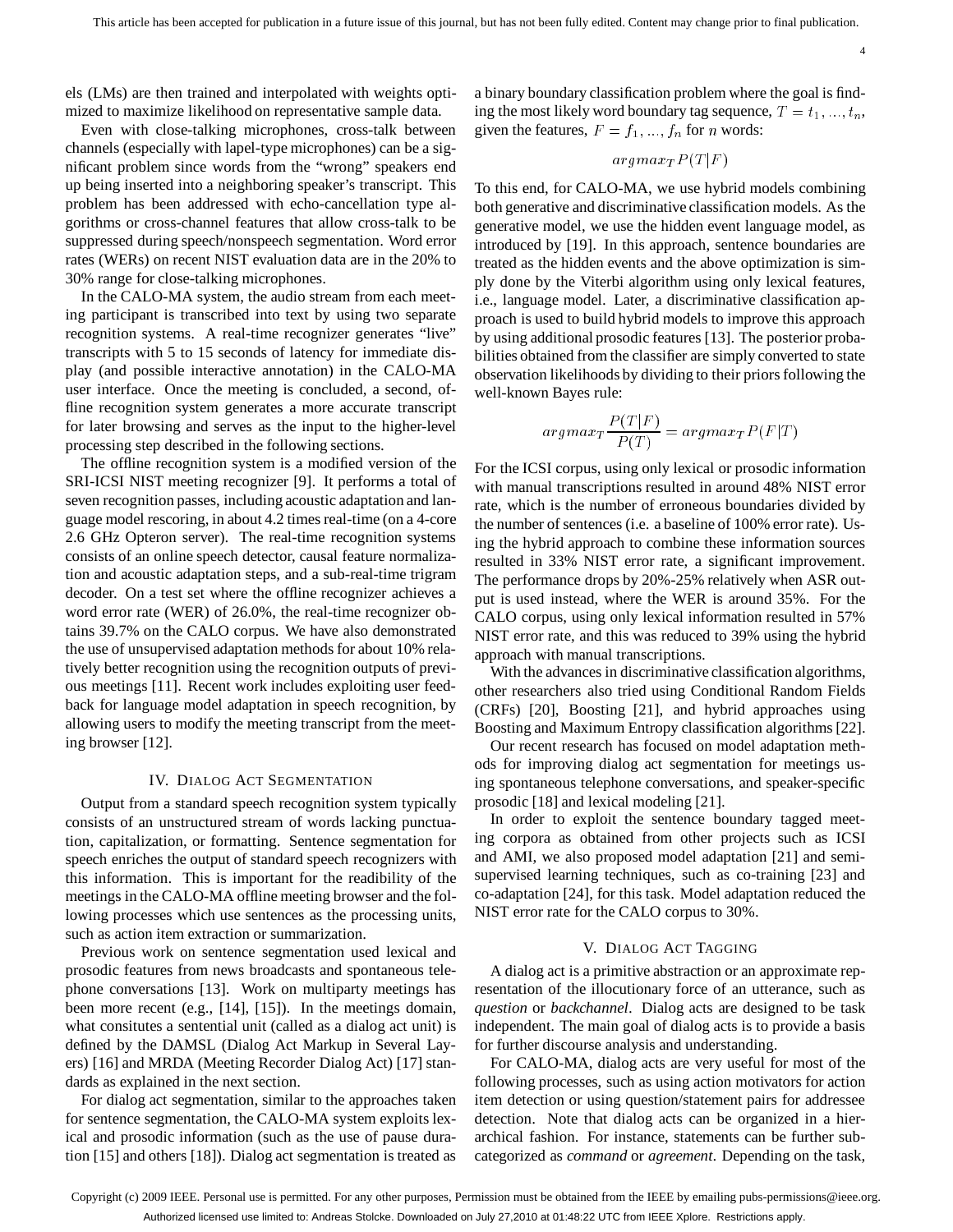els (LMs) are then trained and interpolated with weights optimized to maximize likelihood on representative sample data.

Even with close-talking microphones, cross-talk between channels (especially with lapel-type microphones) can be a significant problem since words from the "wrong" speakers end up being inserted into a neighboring speaker's transcript. This problem has been addressed with echo-cancellation type algorithms or cross-channel features that allow cross-talk to be suppressed during speech/nonspeech segmentation. Word error rates (WERs) on recent NIST evaluation data are in the 20% to 30% range for close-talking microphones.

In the CALO-MA system, the audio stream from each meeting participant is transcribed into text by using two separate recognition systems. A real-time recognizer generates "live" transcripts with 5 to 15 seconds of latency for immediate display (and possible interactive annotation) in the CALO-MA user interface. Once the meeting is concluded, a second, offline recognition system generates a more accurate transcript for later browsing and serves as the input to the higher-level processing step described in the following sections.

The offline recognition system is a modified version of the SRI-ICSI NIST meeting recognizer [9]. It performs a total of seven recognition passes, including acoustic adaptation and language model rescoring, in about 4.2 times real-time (on a 4-core 2.6 GHz Opteron server). The real-time recognition systems consists of an online speech detector, causal feature normalization and acoustic adaptation steps, and a sub-real-time trigram decoder. On a test set where the offline recognizer achieves a word error rate (WER) of 26.0%, the real-time recognizer obtains 39.7% on the CALO corpus. We have also demonstrated the use of unsupervised adaptation methods for about 10% relatively better recognition using the recognition outputs of previous meetings [11]. Recent work includes exploiting user feedback for language model adaptation in speech recognition, by allowing users to modify the meeting transcript from the meeting browser [12].

## IV. Dialog Act Segmentation

Output from a standard speech recognition system typically consists of an unstructured stream of words lacking punctuation, capitalization, or formatting. Sentence segmentation for speech enriches the output of standard speech recognizers with this information. This is important for the readibility of the meetings in the CALO-MA offline meeting browser and the following processes which use sentences as the processing units, such as action item extraction or summarization.

Previous work on sentence segmentation used lexical and prosodic features from news broadcasts and spontaneous telephone conversations [13]. Work on multiparty meetings has been more recent (e.g., [14], [15]). In the meetings domain, what consitutes a sentential unit (called as a dialog act unit) is defined by the DAMSL (Dialog Act Markup in Several Layers) [16] and MRDA (Meeting Recorder Dialog Act) [17] standards as explained in the next section.

For dialog act segmentation, similar to the approaches taken for sentence segmentation, the CALO-MA system exploits lexical and prosodic information (such as the use of pause duration [15] and others [18]). Dialog act segmentation is treated as a binary boundary classification problem where the goal is finding the most likely word boundary tag sequence, $T = t_1, ..., t_n$, given the features, $F = f_1, ..., f_n$ for $n$ words:

$$argmax_T P(T|F)$$

To this end, for CALO-MA, we use hybrid models combining both generative and discriminative classification models. As the generative model, we use the hidden event language model, as introduced by [19]. In this approach, sentence boundaries are treated as the hidden events and the above optimization is simply done by the Viterbi algorithm using only lexical features, i.e., language model. Later, a discriminative classification approach is used to build hybrid models to improve this approach by using additional prosodic features [13]. The posterior probabilities obtained from the classifier are simply converted to state observation likelihoods by dividing to their priors following the well-known Bayes rule:

$$argmax_T \frac{P(T|F)}{P(T)} = argmax_T P(F|T)$$

For the ICSI corpus, using only lexical or prosodic information with manual transcriptions resulted in around 48% NIST error rate, which is the number of erroneous boundaries divided by the number of sentences (i.e. a baseline of 100% error rate). Using the hybrid approach to combine these information sources resulted in 33% NIST error rate, a significant improvement. The performance drops by 20%-25% relatively when ASR output is used instead, where the WER is around 35%. For the CALO corpus, using only lexical information resulted in 57% NIST error rate, and this was reduced to 39% using the hybrid approach with manual transcriptions.

With the advances in discriminative classification algorithms, other researchers also tried using Conditional Random Fields (CRFs) [20], Boosting [21], and hybrid approaches using Boosting and Maximum Entropy classification algorithms [22].

Our recent research has focused on model adaptation methods for improving dialog act segmentation for meetings using spontaneous telephone conversations, and speaker-specific prosodic [18] and lexical modeling [21].

In order to exploit the sentence boundary tagged meeting corpora as obtained from other projects such as ICSI and AMI, we also proposed model adaptation [21] and semi-supervised learning techniques, such as co-training [23] and co-adaptation [24], for this task. Model adaptation reduced the NIST error rate for the CALO corpus to 30%.

## V. Dialog Act Tagging

A dialog act is a primitive abstraction or an approximate representation of the illocutionary force of an utterance, such as *question* or *backchannel*. Dialog acts are designed to be task independent. The main goal of dialog acts is to provide a basis for further discourse analysis and understanding.

For CALO-MA, dialog acts are very useful for most of the following processes, such as using action motivators for action item detection or using question/statement pairs for addressee detection. Note that dialog acts can be organized in a hierarchical fashion. For instance, statements can be further subcategorized as *command* or *agreement*. Depending on the task,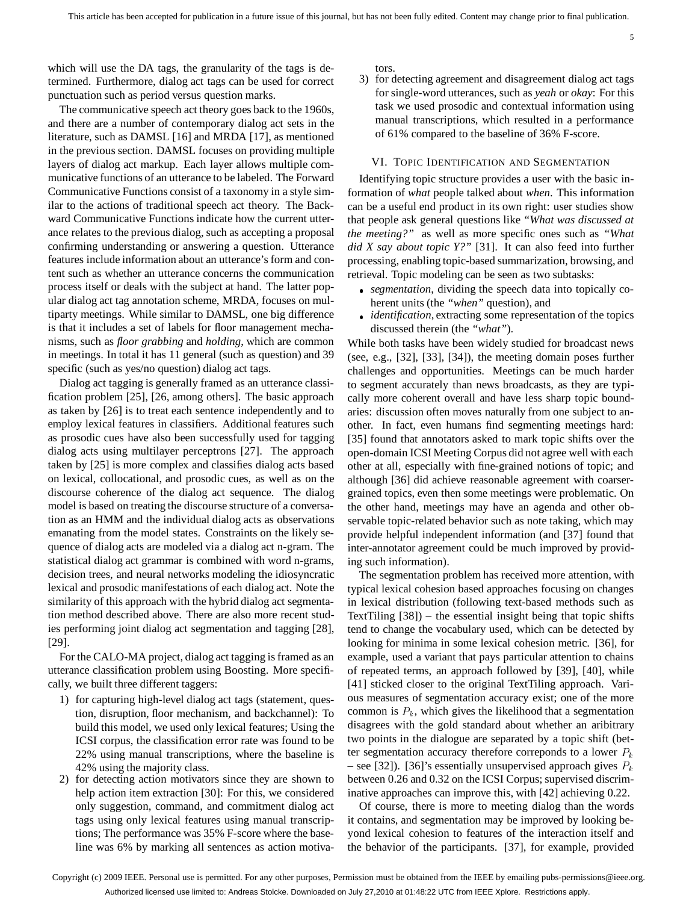which will use the DA tags, the granularity of the tags is determined. Furthermore, dialog act tags can be used for correct punctuation such as period versus question marks.

The communicative speech act theory goes back to the 1960s, and there are a number of contemporary dialog act sets in the literature, such as DAMSL [16] and MRDA [17], as mentioned in the previous section. DAMSL focuses on providing multiple layers of dialog act markup. Each layer allows multiple communicative functions of an utterance to be labeled. The Forward Communicative Functions consist of a taxonomy in a style similar to the actions of traditional speech act theory. The Backward Communicative Functions indicate how the current utterance relates to the previous dialog, such as accepting a proposal confirming understanding or answering a question. Utterance features include information about an utterance's form and content such as whether an utterance concerns the communication process itself or deals with the subject at hand. The latter popular dialog act tag annotation scheme, MRDA, focuses on multiparty meetings. While similar to DAMSL, one big difference is that it includes a set of labels for floor management mechanisms, such as *floor grabbing* and *holding*, which are common in meetings. In total it has 11 general (such as question) and 39 specific (such as yes/no question) dialog act tags.

Dialog act tagging is generally framed as an utterance classification problem [25], [26, among others]. The basic approach as taken by [26] is to treat each sentence independently and to employ lexical features in classifiers. Additional features such as prosodic cues have also been successfully used for tagging dialog acts using multilayer perceptrons [27]. The approach taken by [25] is more complex and classifies dialog acts based on lexical, collocational, and prosodic cues, as well as on the discourse coherence of the dialog act sequence. The dialog model is based on treating the discourse structure of a conversation as an HMM and the individual dialog acts as observations emanating from the model states. Constraints on the likely sequence of dialog acts are modeled via a dialog act n-gram. The statistical dialog act grammar is combined with word n-grams, decision trees, and neural networks modeling the idiosyncratic lexical and prosodic manifestations of each dialog act. Note the similarity of this approach with the hybrid dialog act segmentation method described above. There are also more recent studies performing joint dialog act segmentation and tagging [28], [29].

For the CALO-MA project, dialog act tagging is framed as an utterance classification problem using Boosting. More specifically, we built three different taggers:

1) for capturing high-level dialog act tags (statement, question, disruption, floor mechanism, and backchannel): To build this model, we used only lexical features; Using the ICSI corpus, the classification error rate was found to be 22% using manual transcriptions, where the baseline is 42% using the majority class.
2) for detecting action motivators since they are shown to help action item extraction [30]: For this, we considered only suggestion, command, and commitment dialog act tags using only lexical features using manual transcriptions; The performance was 35% F-score where the baseline was 6% by marking all sentences as action motivators.
3) for detecting agreement and disagreement dialog act tags for single-word utterances, such as *yeah* or *okay*: For this task we used prosodic and contextual information using manual transcriptions, which resulted in a performance of 61% compared to the baseline of 36% F-score.

## VI. Topic Identification and Segmentation

Identifying topic structure provides a user with the basic information of *what* people talked about *when*. This information can be a useful end product in its own right: user studies show that people ask general questions like *"What was discussed at the meeting?"* as well as more specific ones such as *"What did X say about topic Y?"* [31]. It can also feed into further processing, enabling topic-based summarization, browsing, and retrieval. Topic modeling can be seen as two subtasks:

- *segmentation*, dividing the speech data into topically coherent units (the *"when"* question), and
- *identification*, extracting some representation of the topics discussed therein (the *"what"*).

While both tasks have been widely studied for broadcast news (see, e.g., [32], [33], [34]), the meeting domain poses further challenges and opportunities. Meetings can be much harder to segment accurately than news broadcasts, as they are typically more coherent overall and have less sharp topic boundaries: discussion often moves naturally from one subject to another. In fact, even humans find segmenting meetings hard: [35] found that annotators asked to mark topic shifts over the open-domain ICSI Meeting Corpus did not agree well with each other at all, especially with fine-grained notions of topic; and although [36] did achieve reasonable agreement with coarser-grained topics, even then some meetings were problematic. On the other hand, meetings may have an agenda and other observable topic-related behavior such as note taking, which may provide helpful independent information (and [37] found that inter-annotator agreement could be much improved by providing such information).

The segmentation problem has received more attention, with typical lexical cohesion based approaches focusing on changes in lexical distribution (following text-based methods such as TextTiling [38]) – the essential insight being that topic shifts tend to change the vocabulary used, which can be detected by looking for minima in some lexical cohesion metric. [36], for example, used a variant that pays particular attention to chains of repeated terms, an approach followed by [39], [40], while [41] sticked closer to the original TextTiling approach. Various measures of segmentation accuracy exist; one of the more common is $P_k$, which gives the likelihood that a segmentation disagrees with the gold standard about whether an aribitrary two points in the dialogue are separated by a topic shift (better segmentation accuracy therefore correponds to a lower $P_k$ – see [32]). [36]'s essentially unsupervised approach gives $P_k$ between 0.26 and 0.32 on the ICSI Corpus; supervised discriminative approaches can improve this, with [42] achieving 0.22.

Of course, there is more to meeting dialog than the words it contains, and segmentation may be improved by looking beyond lexical cohesion to features of the interaction itself and the behavior of the participants. [37], for example, provided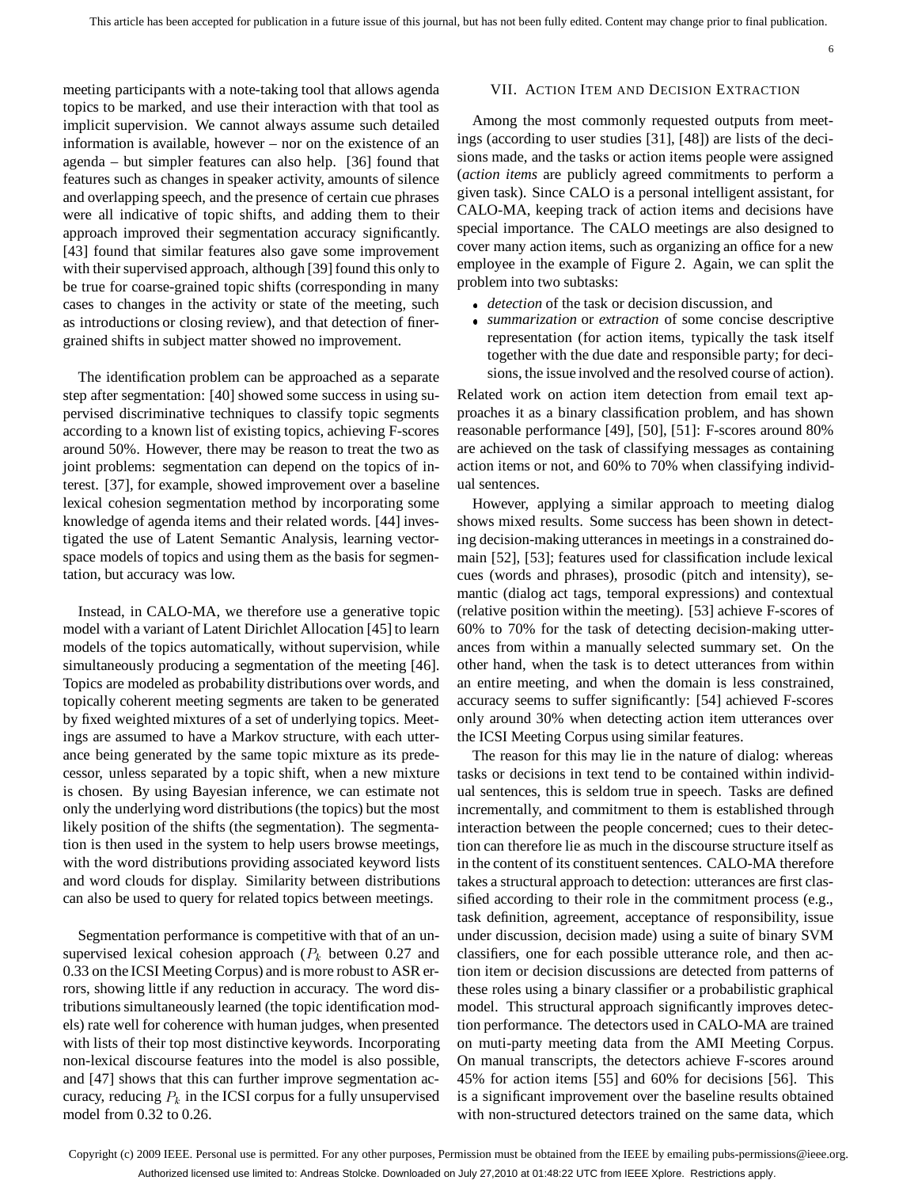meeting participants with a note-taking tool that allows agenda topics to be marked, and use their interaction with that tool as implicit supervision. We cannot always assume such detailed information is available, however – nor on the existence of an agenda – but simpler features can also help. [36] found that features such as changes in speaker activity, amounts of silence and overlapping speech, and the presence of certain cue phrases were all indicative of topic shifts, and adding them to their approach improved their segmentation accuracy significantly. [43] found that similar features also gave some improvement with their supervised approach, although [39] found this only to be true for coarse-grained topic shifts (corresponding in many cases to changes in the activity or state of the meeting, such as introductions or closing review), and that detection of finer-grained shifts in subject matter showed no improvement.

The identification problem can be approached as a separate step after segmentation: [40] showed some success in using supervised discriminative techniques to classify topic segments according to a known list of existing topics, achieving F-scores around 50%. However, there may be reason to treat the two as joint problems: segmentation can depend on the topics of interest. [37], for example, showed improvement over a baseline lexical cohesion segmentation method by incorporating some knowledge of agenda items and their related words. [44] investigated the use of Latent Semantic Analysis, learning vector-space models of topics and using them as the basis for segmentation, but accuracy was low.

Instead, in CALO-MA, we therefore use a generative topic model with a variant of Latent Dirichlet Allocation [45] to learn models of the topics automatically, without supervision, while simultaneously producing a segmentation of the meeting [46]. Topics are modeled as probability distributions over words, and topically coherent meeting segments are taken to be generated by fixed weighted mixtures of a set of underlying topics. Meetings are assumed to have a Markov structure, with each utterance being generated by the same topic mixture as its predecessor, unless separated by a topic shift, when a new mixture is chosen. By using Bayesian inference, we can estimate not only the underlying word distributions (the topics) but the most likely position of the shifts (the segmentation). The segmentation is then used in the system to help users browse meetings, with the word distributions providing associated keyword lists and word clouds for display. Similarity between distributions can also be used to query for related topics between meetings.

Segmentation performance is competitive with that of an unsupervised lexical cohesion approach ($P_k$ between 0.27 and 0.33 on the ICSI Meeting Corpus) and is more robust to ASR errors, showing little if any reduction in accuracy. The word distributions simultaneously learned (the topic identification models) rate well for coherence with human judges, when presented with lists of their top most distinctive keywords. Incorporating non-lexical discourse features into the model is also possible, and [47] shows that this can further improve segmentation accuracy, reducing $P_k$ in the ICSI corpus for a fully unsupervised model from 0.32 to 0.26.

## VII. Action Item and Decision Extraction

Among the most commonly requested outputs from meetings (according to user studies [31], [48]) are lists of the decisions made, and the tasks or action items people were assigned (*action items* are publicly agreed commitments to perform a given task). Since CALO is a personal intelligent assistant, for CALO-MA, keeping track of action items and decisions have special importance. The CALO meetings are also designed to cover many action items, such as organizing an office for a new employee in the example of Figure 2. Again, we can split the problem into two subtasks:

- *detection* of the task or decision discussion, and
- *summarization* or *extraction* of some concise descriptive representation (for action items, typically the task itself together with the due date and responsible party; for decisions, the issue involved and the resolved course of action).

Related work on action item detection from email text approaches it as a binary classification problem, and has shown reasonable performance [49], [50], [51]: F-scores around 80% are achieved on the task of classifying messages as containing action items or not, and 60% to 70% when classifying individual sentences.

However, applying a similar approach to meeting dialog shows mixed results. Some success has been shown in detecting decision-making utterances in meetings in a constrained domain [52], [53]; features used for classification include lexical cues (words and phrases), prosodic (pitch and intensity), semantic (dialog act tags, temporal expressions) and contextual (relative position within the meeting). [53] achieve F-scores of 60% to 70% for the task of detecting decision-making utterances from within a manually selected summary set. On the other hand, when the task is to detect utterances from within an entire meeting, and when the domain is less constrained, accuracy seems to suffer significantly: [54] achieved F-scores only around 30% when detecting action item utterances over the ICSI Meeting Corpus using similar features.

The reason for this may lie in the nature of dialog: whereas tasks or decisions in text tend to be contained within individual sentences, this is seldom true in speech. Tasks are defined incrementally, and commitment to them is established through interaction between the people concerned; cues to their detection can therefore lie as much in the discourse structure itself as in the content of its constituent sentences. CALO-MA therefore takes a structural approach to detection: utterances are first classified according to their role in the commitment process (e.g., task definition, agreement, acceptance of responsibility, issue under discussion, decision made) using a suite of binary SVM classifiers, one for each possible utterance role, and then action item or decision discussions are detected from patterns of these roles using a binary classifier or a probabilistic graphical model. This structural approach significantly improves detection performance. The detectors used in CALO-MA are trained on muti-party meeting data from the AMI Meeting Corpus. On manual transcripts, the detectors achieve F-scores around 45% for action items [55] and 60% for decisions [56]. This is a significant improvement over the baseline results obtained with non-structured detectors trained on the same data, which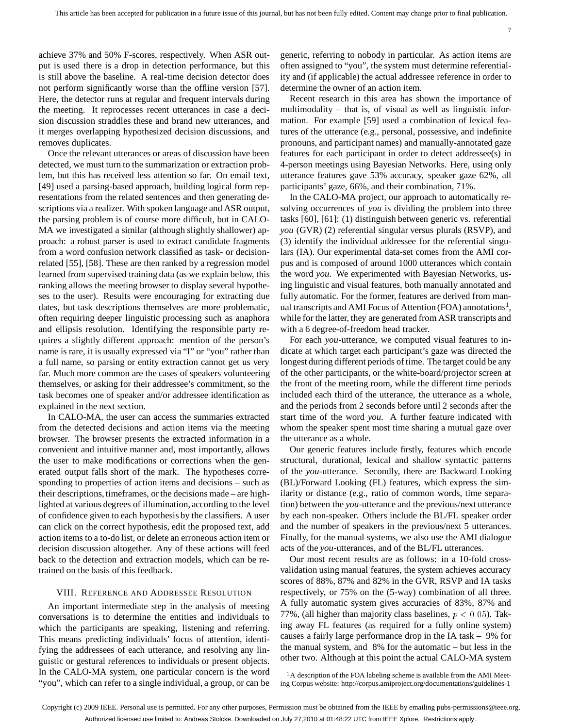achieve 37% and 50% F-scores, respectively. When ASR output is used there is a drop in detection performance, but this is still above the baseline. A real-time decision detector does not perform significantly worse than the offline version [57]. Here, the detector runs at regular and frequent intervals during the meeting. It reprocesses recent utterances in case a decision discussion straddles these and brand new utterances, and it merges overlapping hypothesized decision discussions, and removes duplicates.

Once the relevant utterances or areas of discussion have been detected, we must turn to the summarization or extraction problem, but this has received less attention so far. On email text, [49] used a parsing-based approach, building logical form representations from the related sentences and then generating descriptions via a realizer. With spoken language and ASR output, the parsing problem is of course more difficult, but in CALO-MA we investigated a similar (although slightly shallower) approach: a robust parser is used to extract candidate fragments from a word confusion network classified as task- or decision-related [55], [58]. These are then ranked by a regression model learned from supervised training data (as we explain below, this ranking allows the meeting browser to display several hypotheses to the user). Results were encouraging for extracting due dates, but task descriptions themselves are more problematic, often requiring deeper linguistic processing such as anaphora and ellipsis resolution. Identifying the responsible party requires a slightly different approach: mention of the person's name is rare, it is usually expressed via "I" or "you" rather than a full name, so parsing or entity extraction cannot get us very far. Much more common are the cases of speakers volunteering themselves, or asking for their addressee's commitment, so the task becomes one of speaker and/or addressee identification as explained in the next section.

In CALO-MA, the user can access the summaries extracted from the detected decisions and action items via the meeting browser. The browser presents the extracted information in a convenient and intuitive manner and, most importantly, allows the user to make modifications or corrections when the generated output falls short of the mark. The hypotheses corresponding to properties of action items and decisions – such as their descriptions, timeframes, or the decisions made – are highlighted at various degrees of illumination, according to the level of confidence given to each hypothesis by the classifiers. A user can click on the correct hypothesis, edit the proposed text, add action items to a to-do list, or delete an erroneous action item or decision discussion altogether. Any of these actions will feed back to the detection and extraction models, which can be re-trained on the basis of this feedback.

## VIII. Reference and Addressee Resolution

An important intermediate step in the analysis of meeting conversations is to determine the entities and individuals to which the participants are speaking, listening and referring. This means predicting individuals' focus of attention, identifying the addressees of each utterance, and resolving any linguistic or gestural references to individuals or present objects. In the CALO-MA system, one particular concern is the word "you", which can refer to a single individual, a group, or can be generic, referring to nobody in particular. As action items are often assigned to "you", the system must determine referentiality and (if applicable) the actual addressee reference in order to determine the owner of an action item.

Recent research in this area has shown the importance of multimodality – that is, of visual as well as linguistic information. For example [59] used a combination of lexical features of the utterance (e.g., personal, possessive, and indefinite pronouns, and participant names) and manually-annotated gaze features for each participant in order to detect addressee(s) in 4-person meetings using Bayesian Networks. Here, using only utterance features gave 53% accuracy, speaker gaze 62%, all participants' gaze, 66%, and their combination, 71%.

In the CALO-MA project, our approach to automatically resolving occurrences of *you* is dividing the problem into three tasks [60], [61]: (1) distinguish between generic vs. referential *you* (GVR) (2) referential singular versus plurals (RSVP), and (3) identify the individual addressee for the referential singulars (IA). Our experimental data-set comes from the AMI corpus and is composed of around 1000 utterances which contain the word *you*. We experimented with Bayesian Networks, using linguistic and visual features, both manually annotated and fully automatic. For the former, features are derived from manual transcripts and AMI Focus of Attention (FOA) annotations[1], while for the latter, they are generated from ASR transcripts and with a 6 degree-of-freedom head tracker.

For each *you*-utterance, we computed visual features to indicate at which target each participant's gaze was directed the longest during different periods of time. The target could be any of the other participants, or the white-board/projector screen at the front of the meeting room, while the different time periods included each third of the utterance, the utterance as a whole, and the periods from 2 seconds before until 2 seconds after the start time of the word *you*. A further feature indicated with whom the speaker spent most time sharing a mutual gaze over the utterance as a whole.

Our generic features include firstly, features which encode structural, durational, lexical and shallow syntactic patterns of the *you*-utterance. Secondly, there are Backward Looking (BL)/Forward Looking (FL) features, which express the similarity or distance (e.g., ratio of common words, time separation) between the *you*-utterance and the previous/next utterance by each non-speaker. Others include the BL/FL speaker order and the number of speakers in the previous/next 5 utterances. Finally, for the manual systems, we also use the AMI dialogue acts of the *you*-utterances, and of the BL/FL utterances.

Our most recent results are as follows: in a 10-fold cross-validation using manual features, the system achieves accuracy scores of 88%, 87% and 82% in the GVR, RSVP and IA tasks respectively, or 75% on the (5-way) combination of all three. A fully automatic system gives accuracies of 83%, 87% and 77%, (all higher than majority class baselines, $p < 0.05$). Taking away FL features (as required for a fully online system) causes a fairly large performance drop in the IA task – 9% for the manual system, and 8% for the automatic – but less in the other two. Although at this point the actual CALO-MA system

[1] A description of the FOA labeling scheme is available from the AMI Meeting Corpus website: http://corpus.amiproject.org/documentations/guidelines-1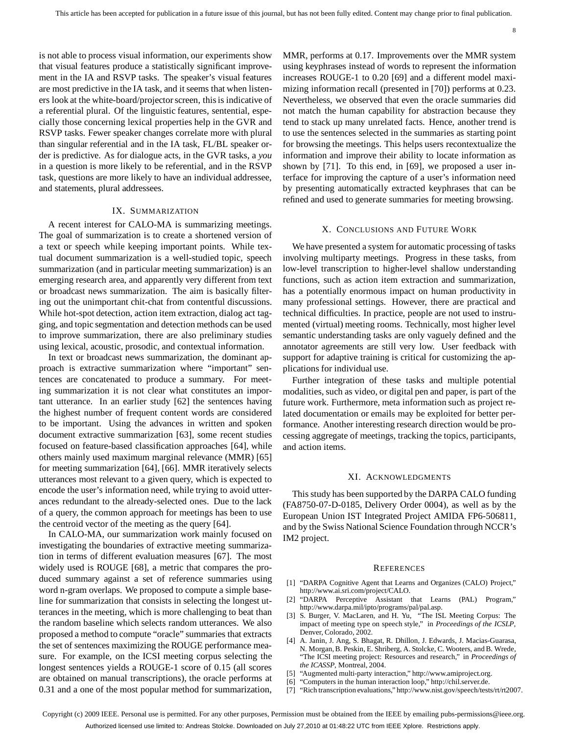is not able to process visual information, our experiments show that visual features produce a statistically significant improvement in the IA and RSVP tasks. The speaker's visual features are most predictive in the IA task, and it seems that when listeners look at the white-board/projector screen, this is indicative of a referential plural. Of the linguistic features, sentential, especially those concerning lexical properties help in the GVR and RSVP tasks. Fewer speaker changes correlate more with plural than singular referential and in the IA task, FL/BL speaker order is predictive. As for dialogue acts, in the GVR tasks, a *you* in a question is more likely to be referential, and in the RSVP task, questions are more likely to have an individual addressee, and statements, plural addressees.

## IX. Summarization

A recent interest for CALO-MA is summarizing meetings. The goal of summarization is to create a shortened version of a text or speech while keeping important points. While textual document summarization is a well-studied topic, speech summarization (and in particular meeting summarization) is an emerging research area, and apparently very different from text or broadcast news summarization. The aim is basically filtering out the unimportant chit-chat from contentful discussions. While hot-spot detection, action item extraction, dialog act tagging, and topic segmentation and detection methods can be used to improve summarization, there are also preliminary studies using lexical, acoustic, prosodic, and contextual information.

In text or broadcast news summarization, the dominant approach is extractive summarization where "important" sentences are concatenated to produce a summary. For meeting summarization it is not clear what constitutes an important utterance. In an earlier study [62] the sentences having the highest number of frequent content words are considered to be important. Using the advances in written and spoken document extractive summarization [63], some recent studies focused on feature-based classification approaches [64], while others mainly used maximum marginal relevance (MMR) [65] for meeting summarization [64], [66]. MMR iteratively selects utterances most relevant to a given query, which is expected to encode the user's information need, while trying to avoid utterances redundant to the already-selected ones. Due to the lack of a query, the common approach for meetings has been to use the centroid vector of the meeting as the query [64].

In CALO-MA, our summarization work mainly focused on investigating the boundaries of extractive meeting summarization in terms of different evaluation measures [67]. The most widely used is ROUGE [68], a metric that compares the produced summary against a set of reference summaries using word n-gram overlaps. We proposed to compute a simple baseline for summarization that consists in selecting the longest utterances in the meeting, which is more challenging to beat than the random baseline which selects random utterances. We also proposed a method to compute "oracle" summaries that extracts the set of sentences maximizing the ROUGE performance measure. For example, on the ICSI meeting corpus selecting the longest sentences yields a ROUGE-1 score of 0.15 (all scores are obtained on manual transcriptions), the oracle performs at 0.31 and a one of the most popular method for summarization, MMR, performs at 0.17. Improvements over the MMR system using keyphrases instead of words to represent the information increases ROUGE-1 to 0.20 [69] and a different model maximizing information recall (presented in [70]) performs at 0.23. Nevertheless, we observed that even the oracle summaries did not match the human capability for abstraction because they tend to stack up many unrelated facts. Hence, another trend is to use the sentences selected in the summaries as starting point for browsing the meetings. This helps users recontextualize the information and improve their ability to locate information as shown by [71]. To this end, in [69], we proposed a user interface for improving the capture of a user's information need by presenting automatically extracted keyphrases that can be refined and used to generate summaries for meeting browsing.

## X. Conclusions and Future Work

We have presented a system for automatic processing of tasks involving multiparty meetings. Progress in these tasks, from low-level transcription to higher-level shallow understanding functions, such as action item extraction and summarization, has a potentially enormous impact on human productivity in many professional settings. However, there are practical and technical difficulties. In practice, people are not used to instrumented (virtual) meeting rooms. Technically, most higher level semantic understanding tasks are only vaguely defined and the annotator agreements are still very low. User feedback with support for adaptive training is critical for customizing the applications for individual use.

Further integration of these tasks and multiple potential modalities, such as video, or digital pen and paper, is part of the future work. Furthermore, meta information such as project related documentation or emails may be exploited for better performance. Another interesting research direction would be processing aggregate of meetings, tracking the topics, participants, and action items.

## XI. Acknowledgments

This study has been supported by the DARPA CALO funding (FA8750-07-D-0185, Delivery Order 0004), as well as by the European Union IST Integrated Project AMIDA FP6-506811, and by the Swiss National Science Foundation through NCCR's IM2 project.

## References

[1] "DARPA Cognitive Agent that Learns and Organizes (CALO) Project," http://www.ai.sri.com/project/CALO.

[2] "DARPA Perceptive Assistant that Learns (PAL) Program," http://www.darpa.mil/ipto/programs/pal/pal.asp.

[3] S. Burger, V. MacLaren, and H. Yu, "The ISL Meeting Corpus: The impact of meeting type on speech style," in *Proceedings of the ICSLP*, Denver, Colorado, 2002.

[4] A. Janin, J. Ang, S. Bhagat, R. Dhillon, J. Edwards, J. Macias-Guarasa, N. Morgan, B. Peskin, E. Shriberg, A. Stolcke, C. Wooters, and B. Wrede, "The ICSI meeting project: Resources and research," in *Proceedings of the ICASSP*, Montreal, 2004.

[5] "Augmented multi-party interaction," http://www.amiproject.org.

[6] "Computers in the human interaction loop," http://chil.server.de.

[7] "Rich transcription evaluations," http://www.nist.gov/speech/tests/rt/rt2007.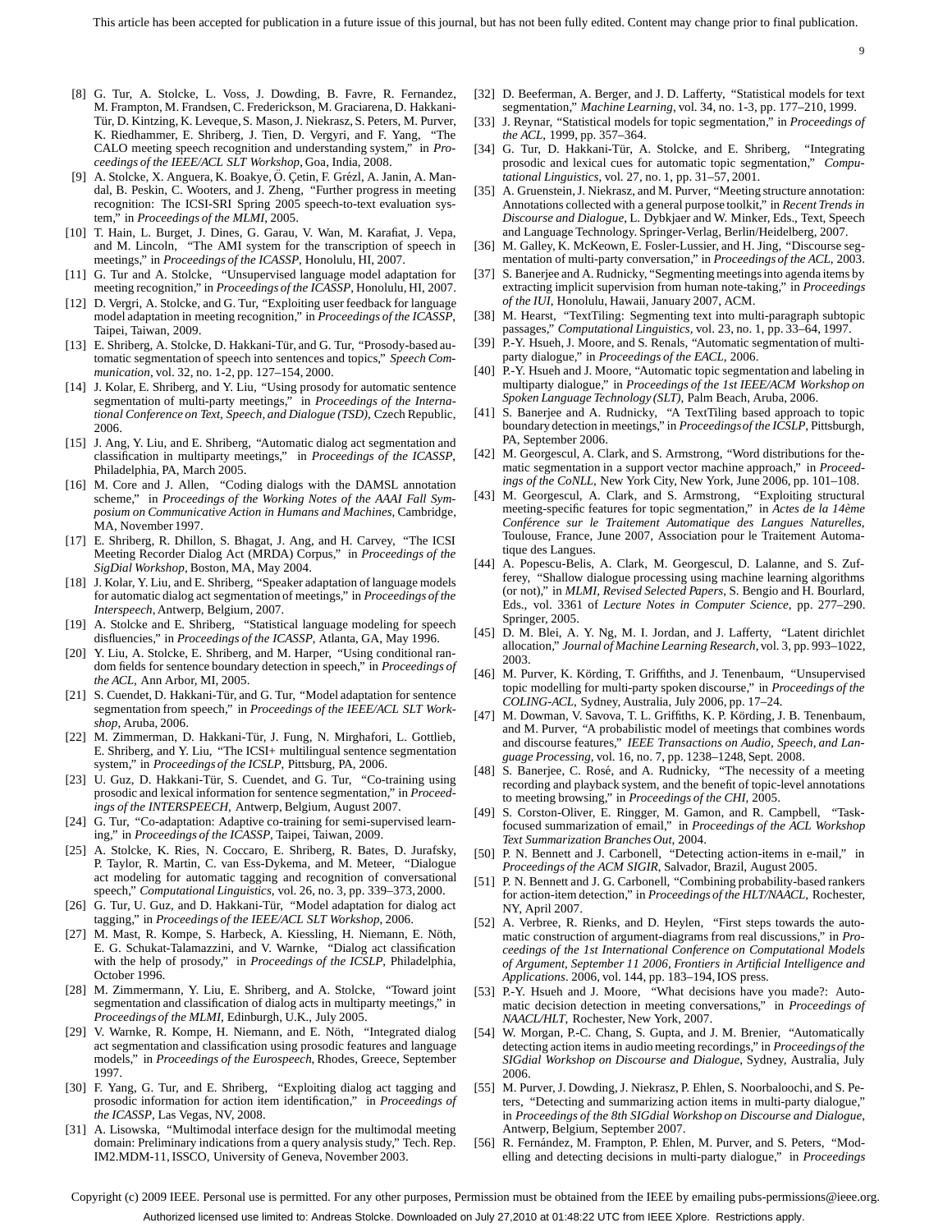[8] G. Tur, A. Stolcke, L. Voss, J. Dowding, B. Favre, R. Fernandez, M. Frampton, M. Frandsen, C. Frederickson, M. Graciarena, D. Hakkani-Tür, D. Kintzing, K. Leveque, S. Mason, J. Niekrasz, S. Peters, M. Purver, K. Riedhammer, E. Shriberg, J. Tien, D. Vergyri, and F. Yang, "The CALO meeting speech recognition and understanding system," in *Proceedings of the IEEE/ACL SLT Workshop*, Goa, India, 2008.

[9] A. Stolcke, X. Anguera, K. Boakye, Ö. Çetin, F. Grézl, A. Janin, A. Mandal, B. Peskin, C. Wooters, and J. Zheng, "Further progress in meeting recognition: The ICSI-SRI Spring 2005 speech-to-text evaluation system," in *Proceedings of the MLMI*, 2005.

[10] T. Hain, L. Burget, J. Dines, G. Garau, V. Wan, M. Karafiat, J. Vepa, and M. Lincoln, "The AMI system for the transcription of speech in meetings," in *Proceedings of the ICASSP*, Honolulu, HI, 2007.

[11] G. Tur and A. Stolcke, "Unsupervised language model adaptation for meeting recognition," in *Proceedings of the ICASSP*, Honolulu, HI, 2007.

[12] D. Vergri, A. Stolcke, and G. Tur, "Exploiting user feedback for language model adaptation in meeting recognition," in *Proceedings of the ICASSP*, Taipei, Taiwan, 2009.

[13] E. Shriberg, A. Stolcke, D. Hakkani-Tür, and G. Tur, "Prosody-based automatic segmentation of speech into sentences and topics," *Speech Communication*, vol. 32, no. 1-2, pp. 127–154, 2000.

[14] J. Kolar, E. Shriberg, and Y. Liu, "Using prosody for automatic sentence segmentation of multi-party meetings," in *Proceedings of the International Conference on Text, Speech, and Dialogue (TSD)*, Czech Republic, 2006.

[15] J. Ang, Y. Liu, and E. Shriberg, "Automatic dialog act segmentation and classification in multiparty meetings," in *Proceedings of the ICASSP*, Philadelphia, PA, March 2005.

[16] M. Core and J. Allen, "Coding dialogs with the DAMSL annotation scheme," in *Proceedings of the Working Notes of the AAAI Fall Symposium on Communicative Action in Humans and Machines*, Cambridge, MA, November 1997.

[17] E. Shriberg, R. Dhillon, S. Bhagat, J. Ang, and H. Carvey, "The ICSI Meeting Recorder Dialog Act (MRDA) Corpus," in *Proceedings of the SigDial Workshop*, Boston, MA, May 2004.

[18] J. Kolar, Y. Liu, and E. Shriberg, "Speaker adaptation of language models for automatic dialog act segmentation of meetings," in *Proceedings of the Interspeech*, Antwerp, Belgium, 2007.

[19] A. Stolcke and E. Shriberg, "Statistical language modeling for speech disfluencies," in *Proceedings of the ICASSP*, Atlanta, GA, May 1996.

[20] Y. Liu, A. Stolcke, E. Shriberg, and M. Harper, "Using conditional random fields for sentence boundary detection in speech," in *Proceedings of the ACL*, Ann Arbor, MI, 2005.

[21] S. Cuendet, D. Hakkani-Tür, and G. Tur, "Model adaptation for sentence segmentation from speech," in *Proceedings of the IEEE/ACL SLT Workshop*, Aruba, 2006.

[22] M. Zimmerman, D. Hakkani-Tür, J. Fung, N. Mirghafori, L. Gottlieb, E. Shriberg, and Y. Liu, "The ICSI+ multilingual sentence segmentation system," in *Proceedings of the ICSLP*, Pittsburg, PA, 2006.

[23] U. Guz, D. Hakkani-Tür, S. Cuendet, and G. Tur, "Co-training using prosodic and lexical information for sentence segmentation," in *Proceedings of the INTERSPEECH*, Antwerp, Belgium, August 2007.

[24] G. Tur, "Co-adaptation: Adaptive co-training for semi-supervised learning," in *Proceedings of the ICASSP*, Taipei, Taiwan, 2009.

[25] A. Stolcke, K. Ries, N. Coccaro, E. Shriberg, R. Bates, D. Jurafsky, P. Taylor, R. Martin, C. van Ess-Dykema, and M. Meteer, "Dialogue act modeling for automatic tagging and recognition of conversational speech," *Computational Linguistics*, vol. 26, no. 3, pp. 339–373, 2000.

[26] G. Tur, U. Guz, and D. Hakkani-Tür, "Model adaptation for dialog act tagging," in *Proceedings of the IEEE/ACL SLT Workshop*, 2006.

[27] M. Mast, R. Kompe, S. Harbeck, A. Kiessling, H. Niemann, E. Nöth, E. G. Schukat-Talamazzini, and V. Warnke, "Dialog act classification with the help of prosody," in *Proceedings of the ICSLP*, Philadelphia, October 1996.

[28] M. Zimmermann, Y. Liu, E. Shriberg, and A. Stolcke, "Toward joint segmentation and classification of dialog acts in multiparty meetings," in *Proceedings of the MLMI*, Edinburgh, U.K., July 2005.

[29] V. Warnke, R. Kompe, H. Niemann, and E. Nöth, "Integrated dialog act segmentation and classification using prosodic features and language models," in *Proceedings of the Eurospeech*, Rhodes, Greece, September 1997.

[30] F. Yang, G. Tur, and E. Shriberg, "Exploiting dialog act tagging and prosodic information for action item identification," in *Proceedings of the ICASSP*, Las Vegas, NV, 2008.

[31] A. Lisowska, "Multimodal interface design for the multimodal meeting domain: Preliminary indications from a query analysis study," Tech. Rep. IM2.MDM-11, ISSCO, University of Geneva, November 2003.

[32] D. Beeferman, A. Berger, and J. D. Lafferty, "Statistical models for text segmentation," *Machine Learning*, vol. 34, no. 1-3, pp. 177–210, 1999.

[33] J. Reynar, "Statistical models for topic segmentation," in *Proceedings of the ACL*, 1999, pp. 357–364.

[34] G. Tur, D. Hakkani-Tür, A. Stolcke, and E. Shriberg, "Integrating prosodic and lexical cues for automatic topic segmentation," *Computational Linguistics*, vol. 27, no. 1, pp. 31–57, 2001.

[35] A. Gruenstein, J. Niekrasz, and M. Purver, "Meeting structure annotation: Annotations collected with a general purpose toolkit," in *Recent Trends in Discourse and Dialogue*, L. Dybkjaer and W. Minker, Eds., Text, Speech and Language Technology. Springer-Verlag, Berlin/Heidelberg, 2007.

[36] M. Galley, K. McKeown, E. Fosler-Lussier, and H. Jing, "Discourse segmentation of multi-party conversation," in *Proceedings of the ACL*, 2003.

[37] S. Banerjee and A. Rudnicky, "Segmenting meetings into agenda items by extracting implicit supervision from human note-taking," in *Proceedings of the IUI*, Honolulu, Hawaii, January 2007, ACM.

[38] M. Hearst, "TextTiling: Segmenting text into multi-paragraph subtopic passages," *Computational Linguistics*, vol. 23, no. 1, pp. 33–64, 1997.

[39] P.-Y. Hsueh, J. Moore, and S. Renals, "Automatic segmentation of multiparty dialogue," in *Proceedings of the EACL*, 2006.

[40] P.-Y. Hsueh and J. Moore, "Automatic topic segmentation and labeling in multiparty dialogue," in *Proceedings of the 1st IEEE/ACM Workshop on Spoken Language Technology (SLT)*, Palm Beach, Aruba, 2006.

[41] S. Banerjee and A. Rudnicky, "A TextTiling based approach to topic boundary detection in meetings," in *Proceedings of the ICSLP*, Pittsburgh, PA, September 2006.

[42] M. Georgescul, A. Clark, and S. Armstrong, "Word distributions for thematic segmentation in a support vector machine approach," in *Proceedings of the CoNLL*, New York City, New York, June 2006, pp. 101–108.

[43] M. Georgescul, A. Clark, and S. Armstrong, "Exploiting structural meeting-specific features for topic segmentation," in *Actes de la 14ème Conférence sur le Traitement Automatique des Langues Naturelles*, Toulouse, France, June 2007, Association pour le Traitement Automatique des Langues.

[44] A. Popescu-Belis, A. Clark, M. Georgescul, D. Lalanne, and S. Zufferey, "Shallow dialogue processing using machine learning algorithms (or not)," in *MLMI, Revised Selected Papers*, S. Bengio and H. Bourlard, Eds., vol. 3361 of *Lecture Notes in Computer Science*, pp. 277–290. Springer, 2005.

[45] D. M. Blei, A. Y. Ng, M. I. Jordan, and J. Lafferty, "Latent dirichlet allocation," *Journal of Machine Learning Research*, vol. 3, pp. 993–1022, 2003.

[46] M. Purver, K. Körding, T. Griffiths, and J. Tenenbaum, "Unsupervised topic modelling for multi-party spoken discourse," in *Proceedings of the COLING-ACL*, Sydney, Australia, July 2006, pp. 17–24.

[47] M. Dowman, V. Savova, T. L. Griffiths, K. P. Körding, J. B. Tenenbaum, and M. Purver, "A probabilistic model of meetings that combines words and discourse features," *IEEE Transactions on Audio, Speech, and Language Processing*, vol. 16, no. 7, pp. 1238–1248, Sept. 2008.

[48] S. Banerjee, C. Rosé, and A. Rudnicky, "The necessity of a meeting recording and playback system, and the benefit of topic-level annotations to meeting browsing," in *Proceedings of the CHI*, 2005.

[49] S. Corston-Oliver, E. Ringger, M. Gamon, and R. Campbell, "Task-focused summarization of email," in *Proceedings of the ACL Workshop Text Summarization Branches Out*, 2004.

[50] P. N. Bennett and J. Carbonell, "Detecting action-items in e-mail," in *Proceedings of the ACM SIGIR*, Salvador, Brazil, August 2005.

[51] P. N. Bennett and J. G. Carbonell, "Combining probability-based rankers for action-item detection," in *Proceedings of the HLT/NAACL*, Rochester, NY, April 2007.

[52] A. Verbree, R. Rienks, and D. Heylen, "First steps towards the automatic construction of argument-diagrams from real discussions," in *Proceedings of the 1st International Conference on Computational Models of Argument, September 11 2006, Frontiers in Artificial Intelligence and Applications*. 2006, vol. 144, pp. 183–194, IOS press.

[53] P.-Y. Hsueh and J. Moore, "What decisions have you made?: Automatic decision detection in meeting conversations," in *Proceedings of NAACL/HLT*, Rochester, New York, 2007.

[54] W. Morgan, P.-C. Chang, S. Gupta, and J. M. Brenier, "Automatically detecting action items in audio meeting recordings," in *Proceedings of the SIGdial Workshop on Discourse and Dialogue*, Sydney, Australia, July 2006.

[55] M. Purver, J. Dowding, J. Niekrasz, P. Ehlen, S. Noorbaloochi, and S. Peters, "Detecting and summarizing action items in multi-party dialogue," in *Proceedings of the 8th SIGdial Workshop on Discourse and Dialogue*, Antwerp, Belgium, September 2007.

[56] R. Fernández, M. Frampton, P. Ehlen, M. Purver, and S. Peters, "Modelling and detecting decisions in multi-party dialogue," in *Proceedings*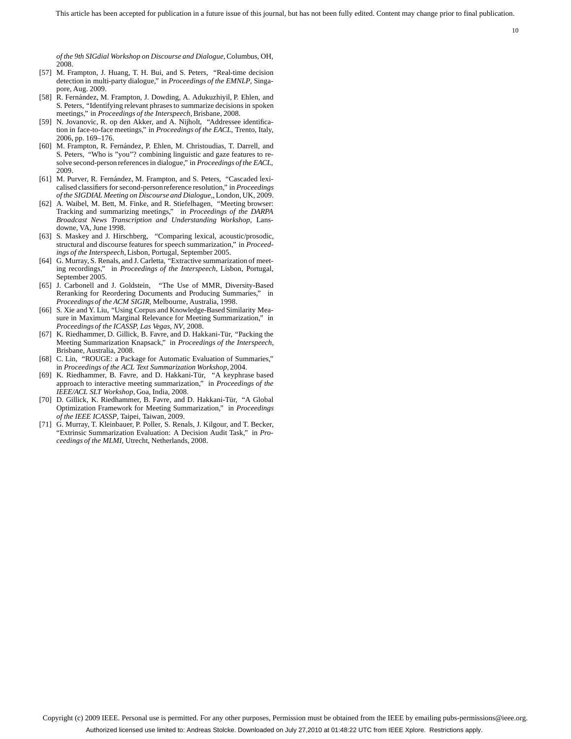*of the 9th SIGdial Workshop on Discourse and Dialogue*, Columbus, OH, 2008.

[57] M. Frampton, J. Huang, T. H. Bui, and S. Peters, "Real-time decision detection in multi-party dialogue," in *Proceedings of the EMNLP*, Singapore, Aug. 2009.

[58] R. Fernández, M. Frampton, J. Dowding, A. Adukuzhiyil, P. Ehlen, and S. Peters, "Identifying relevant phrases to summarize decisions in spoken meetings," in *Proceedings of the Interspeech*, Brisbane, 2008.

[59] N. Jovanovic, R. op den Akker, and A. Nijholt, "Addressee identification in face-to-face meetings," in *Proceedings of the EACL*, Trento, Italy, 2006, pp. 169–176.

[60] M. Frampton, R. Fernández, P. Ehlen, M. Christoudias, T. Darrell, and S. Peters, "Who is "you"? combining linguistic and gaze features to resolve second-person references in dialogue," in *Proceedings of the EACL*, 2009.

[61] M. Purver, R. Fernández, M. Frampton, and S. Peters, "Cascaded lexicalised classifiers for second-person reference resolution," in *Proceedings of the SIGDIAL Meeting on Discourse and Dialogue,*, London, UK, 2009.

[62] A. Waibel, M. Bett, M. Finke, and R. Stiefelhagen, "Meeting browser: Tracking and summarizing meetings," in *Proceedings of the DARPA Broadcast News Transcription and Understanding Workshop*, Lansdowne, VA, June 1998.

[63] S. Maskey and J. Hirschberg, "Comparing lexical, acoustic/prosodic, structural and discourse features for speech summarization," in *Proceedings of the Interspeech*, Lisbon, Portugal, September 2005.

[64] G. Murray, S. Renals, and J. Carletta, "Extractive summarization of meeting recordings," in *Proceedings of the Interspeech*, Lisbon, Portugal, September 2005.

[65] J. Carbonell and J. Goldstein, "The Use of MMR, Diversity-Based Reranking for Reordering Documents and Producing Summaries," in *Proceedings of the ACM SIGIR*, Melbourne, Australia, 1998.

[66] S. Xie and Y. Liu, "Using Corpus and Knowledge-Based Similarity Measure in Maximum Marginal Relevance for Meeting Summarization," in *Proceedings of the ICASSP, Las Vegas, NV*, 2008.

[67] K. Riedhammer, D. Gillick, B. Favre, and D. Hakkani-Tür, "Packing the Meeting Summarization Knapsack," in *Proceedings of the Interspeech*, Brisbane, Australia, 2008.

[68] C. Lin, "ROUGE: a Package for Automatic Evaluation of Summaries," in *Proceedings of the ACL Text Summarization Workshop*, 2004.

[69] K. Riedhammer, B. Favre, and D. Hakkani-Tür, "A keyphrase based approach to interactive meeting summarization," in *Proceedings of the IEEE/ACL SLT Workshop*, Goa, India, 2008.

[70] D. Gillick, K. Riedhammer, B. Favre, and D. Hakkani-Tür, "A Global Optimization Framework for Meeting Summarization," in *Proceedings of the IEEE ICASSP*, Taipei, Taiwan, 2009.

[71] G. Murray, T. Kleinbauer, P. Poller, S. Renals, J. Kilgour, and T. Becker, "Extrinsic Summarization Evaluation: A Decision Audit Task," in *Proceedings of the MLMI*, Utrecht, Netherlands, 2008.